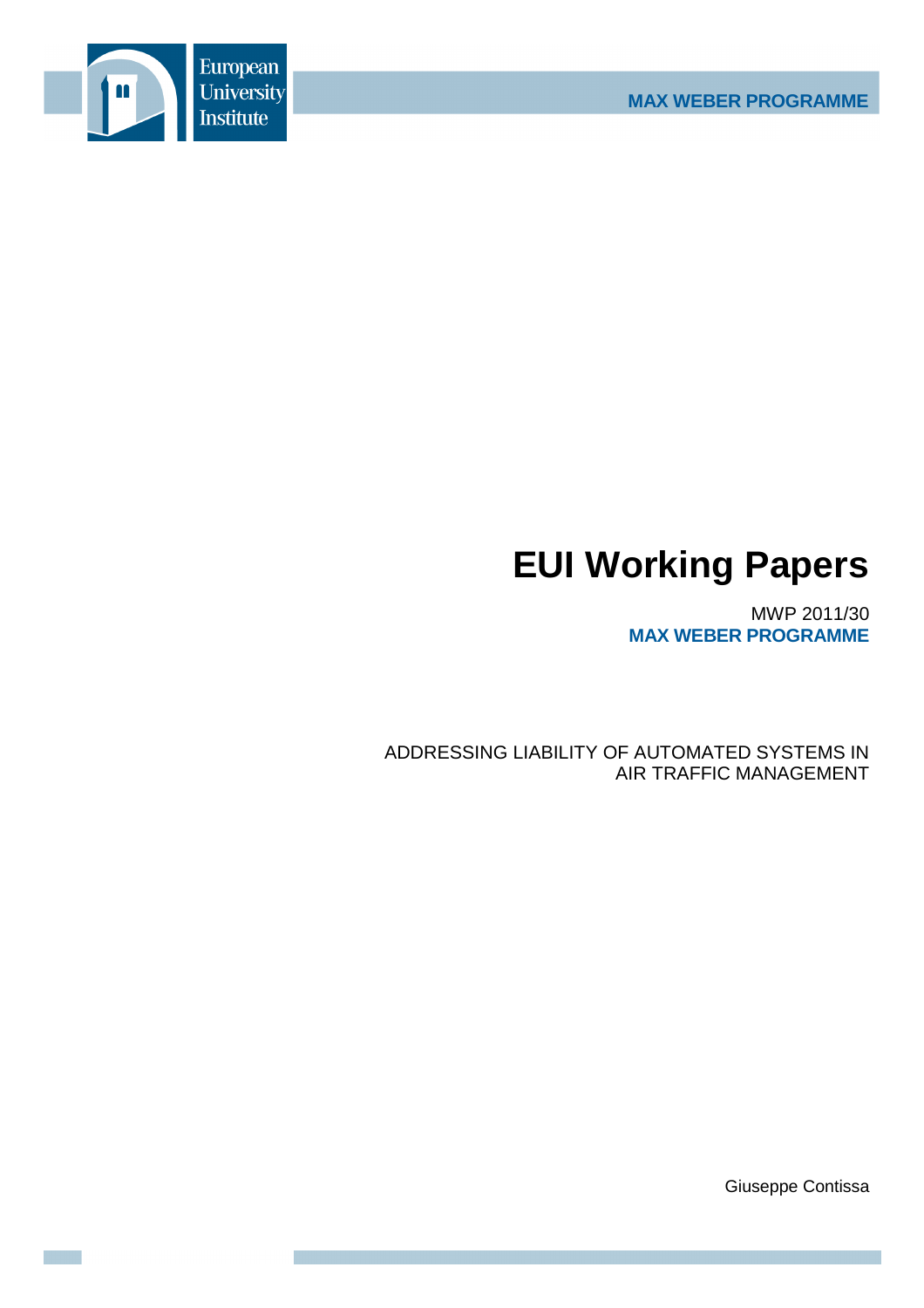European University Institute

MAX WEBER PROGRAMME

# EUI Working Papers

MWP 2011/30
**MAX WEBER PROGRAMME**

ADDRESSING LIABILITY OF AUTOMATED SYSTEMS IN AIR TRAFFIC MANAGEMENT

Giuseppe Contissa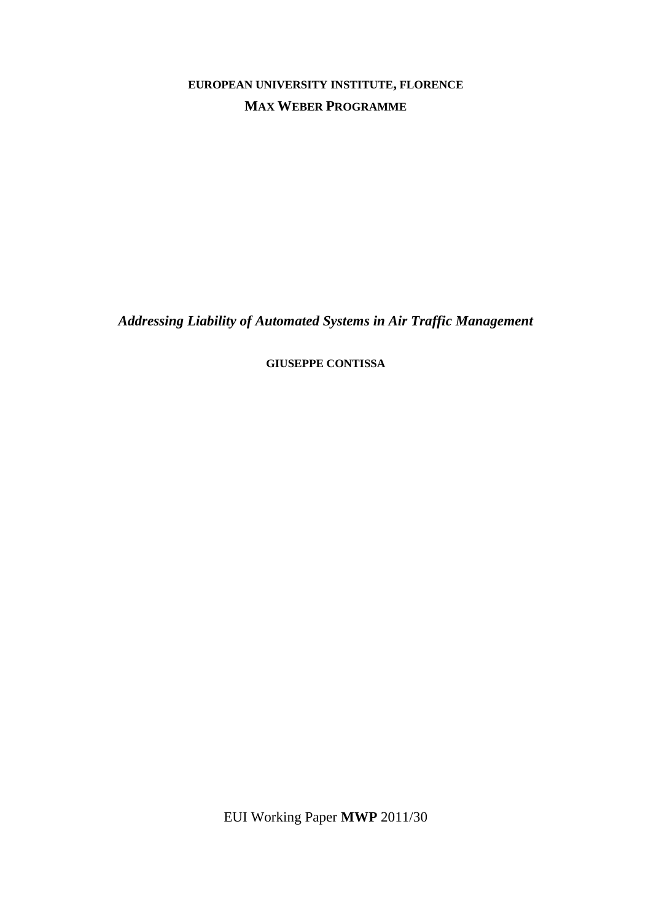**EUROPEAN UNIVERSITY INSTITUTE, FLORENCE**

**MAX WEBER PROGRAMME**

***Addressing Liability of Automated Systems in Air Traffic Management***

**GIUSEPPE CONTISSA**

EUI Working Paper **MWP** 2011/30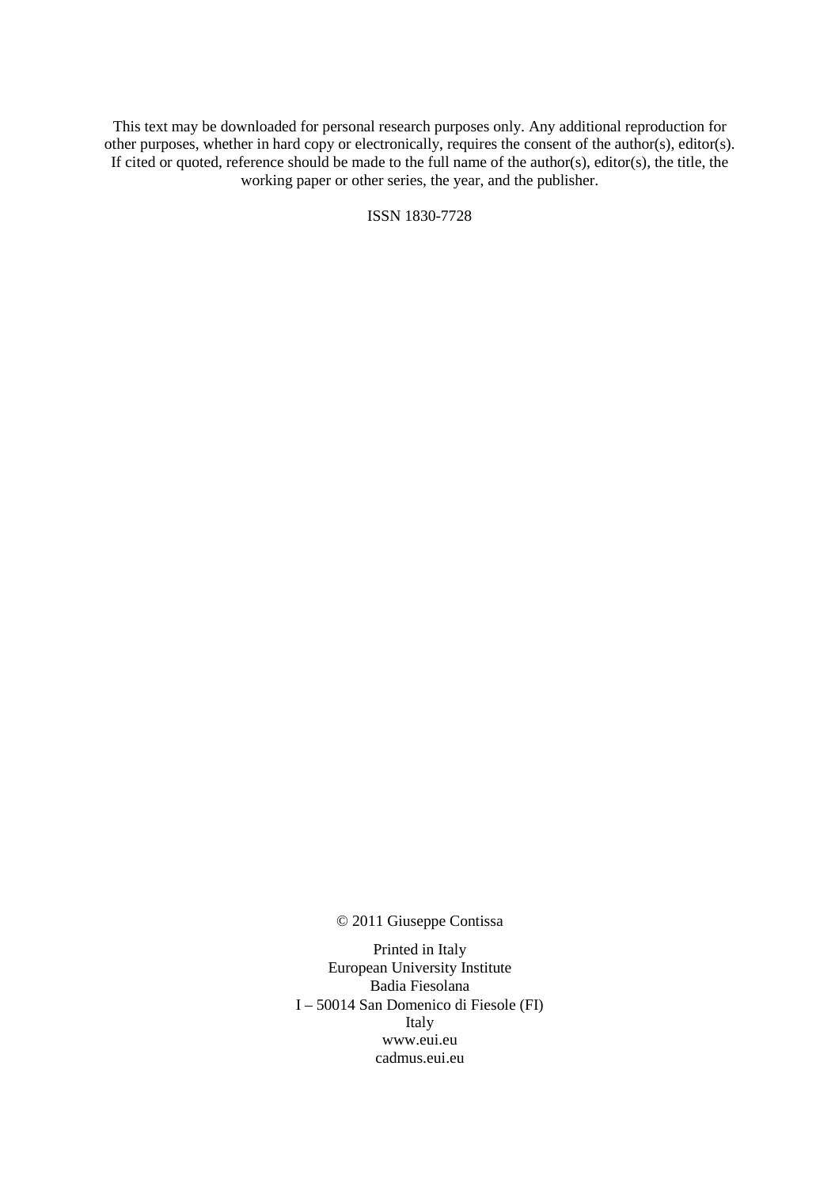This text may be downloaded for personal research purposes only. Any additional reproduction for other purposes, whether in hard copy or electronically, requires the consent of the author(s), editor(s). If cited or quoted, reference should be made to the full name of the author(s), editor(s), the title, the working paper or other series, the year, and the publisher.

ISSN 1830-7728

© 2011 Giuseppe Contissa

Printed in Italy  
European University Institute  
Badia Fiesolana  
I – 50014 San Domenico di Fiesole (FI)  
Italy  
www.eui.eu  
cadmus.eui.eu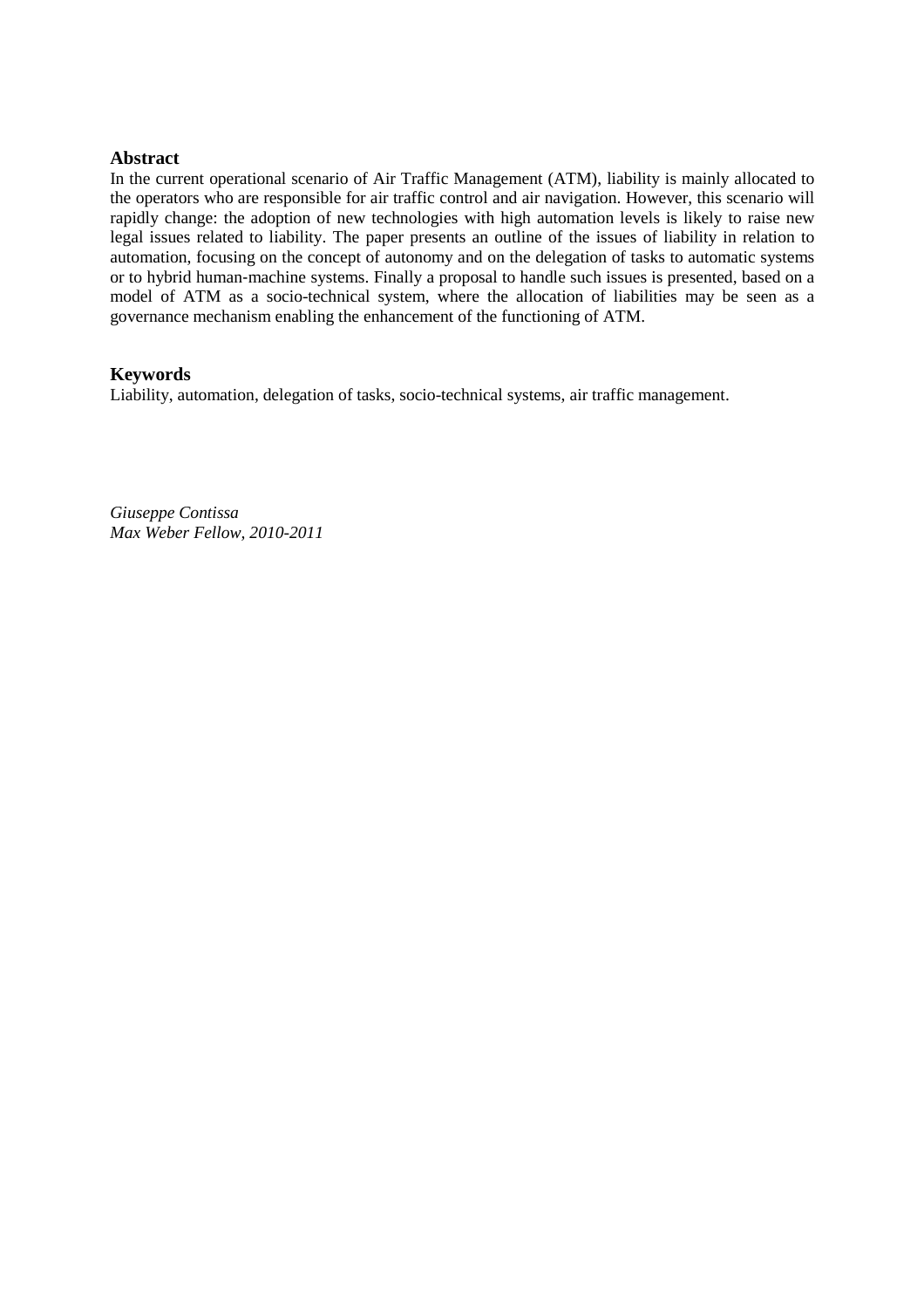## Abstract

In the current operational scenario of Air Traffic Management (ATM), liability is mainly allocated to the operators who are responsible for air traffic control and air navigation. However, this scenario will rapidly change: the adoption of new technologies with high automation levels is likely to raise new legal issues related to liability. The paper presents an outline of the issues of liability in relation to automation, focusing on the concept of autonomy and on the delegation of tasks to automatic systems or to hybrid human-machine systems. Finally a proposal to handle such issues is presented, based on a model of ATM as a socio-technical system, where the allocation of liabilities may be seen as a governance mechanism enabling the enhancement of the functioning of ATM.

## Keywords

Liability, automation, delegation of tasks, socio-technical systems, air traffic management.

*Giuseppe Contissa*
*Max Weber Fellow, 2010-2011*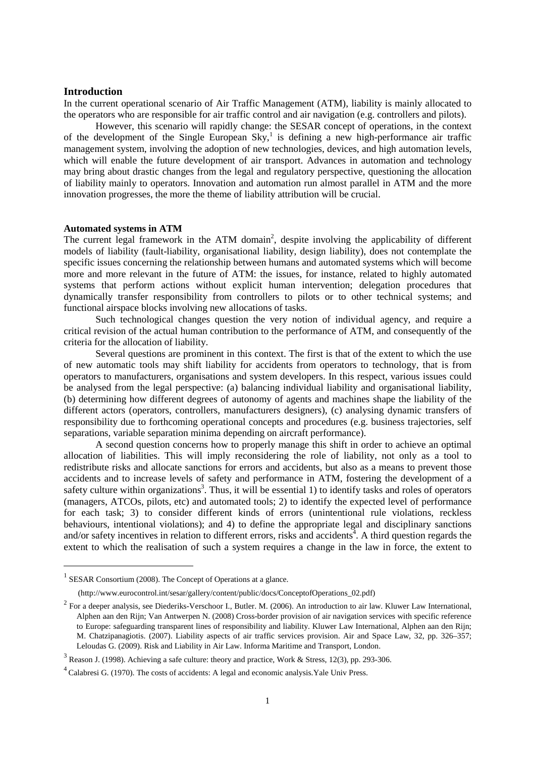## Introduction

In the current operational scenario of Air Traffic Management (ATM), liability is mainly allocated to the operators who are responsible for air traffic control and air navigation (e.g. controllers and pilots).

However, this scenario will rapidly change: the SESAR concept of operations, in the context of the development of the Single European Sky,[1] is defining a new high-performance air traffic management system, involving the adoption of new technologies, devices, and high automation levels, which will enable the future development of air transport. Advances in automation and technology may bring about drastic changes from the legal and regulatory perspective, questioning the allocation of liability mainly to operators. Innovation and automation run almost parallel in ATM and the more innovation progresses, the more the theme of liability attribution will be crucial.

### Automated systems in ATM

The current legal framework in the ATM domain[2], despite involving the applicability of different models of liability (fault-liability, organisational liability, design liability), does not contemplate the specific issues concerning the relationship between humans and automated systems which will become more and more relevant in the future of ATM: the issues, for instance, related to highly automated systems that perform actions without explicit human intervention; delegation procedures that dynamically transfer responsibility from controllers to pilots or to other technical systems; and functional airspace blocks involving new allocations of tasks.

Such technological changes question the very notion of individual agency, and require a critical revision of the actual human contribution to the performance of ATM, and consequently of the criteria for the allocation of liability.

Several questions are prominent in this context. The first is that of the extent to which the use of new automatic tools may shift liability for accidents from operators to technology, that is from operators to manufacturers, organisations and system developers. In this respect, various issues could be analysed from the legal perspective: (a) balancing individual liability and organisational liability, (b) determining how different degrees of autonomy of agents and machines shape the liability of the different actors (operators, controllers, manufacturers designers), (c) analysing dynamic transfers of responsibility due to forthcoming operational concepts and procedures (e.g. business trajectories, self separations, variable separation minima depending on aircraft performance).

A second question concerns how to properly manage this shift in order to achieve an optimal allocation of liabilities. This will imply reconsidering the role of liability, not only as a tool to redistribute risks and allocate sanctions for errors and accidents, but also as a means to prevent those accidents and to increase levels of safety and performance in ATM, fostering the development of a safety culture within organizations[3]. Thus, it will be essential 1) to identify tasks and roles of operators (managers, ATCOs, pilots, etc) and automated tools; 2) to identify the expected level of performance for each task; 3) to consider different kinds of errors (unintentional rule violations, reckless behaviours, intentional violations); and 4) to define the appropriate legal and disciplinary sanctions and/or safety incentives in relation to different errors, risks and accidents[4]. A third question regards the extent to which the realisation of such a system requires a change in the law in force, the extent to

---

[1] SESAR Consortium (2008). The Concept of Operations at a glance. (http://www.eurocontrol.int/sesar/gallery/content/public/docs/ConceptofOperations_02.pdf)

[2] For a deeper analysis, see Diederiks-Verschoor I., Butler. M. (2006). An introduction to air law. Kluwer Law International, Alphen aan den Rijn; Van Antwerpen N. (2008) Cross-border provision of air navigation services with specific reference to Europe: safeguarding transparent lines of responsibility and liability. Kluwer Law International, Alphen aan den Rijn; M. Chatzipanagiotis. (2007). Liability aspects of air traffic services provision. Air and Space Law, 32, pp. 326–357; Leloudas G. (2009). Risk and Liability in Air Law. Informa Maritime and Transport, London.

[3] Reason J. (1998). Achieving a safe culture: theory and practice, Work & Stress, 12(3), pp. 293-306.

[4] Calabresi G. (1970). The costs of accidents: A legal and economic analysis.Yale Univ Press.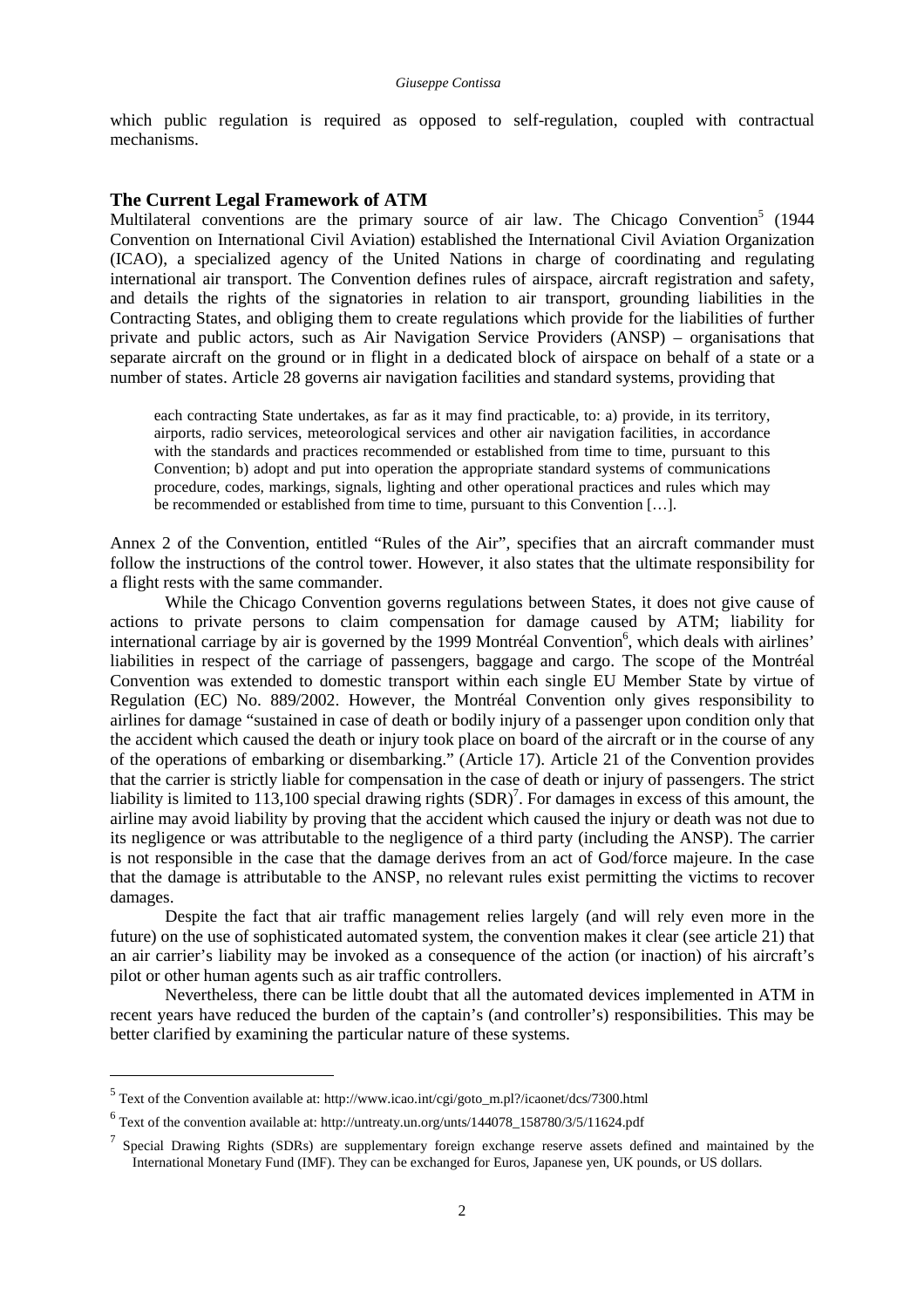which public regulation is required as opposed to self-regulation, coupled with contractual mechanisms.

## The Current Legal Framework of ATM

Multilateral conventions are the primary source of air law. The Chicago Convention[5] (1944 Convention on International Civil Aviation) established the International Civil Aviation Organization (ICAO), a specialized agency of the United Nations in charge of coordinating and regulating international air transport. The Convention defines rules of airspace, aircraft registration and safety, and details the rights of the signatories in relation to air transport, grounding liabilities in the Contracting States, and obliging them to create regulations which provide for the liabilities of further private and public actors, such as Air Navigation Service Providers (ANSP) – organisations that separate aircraft on the ground or in flight in a dedicated block of airspace on behalf of a state or a number of states. Article 28 governs air navigation facilities and standard systems, providing that

> each contracting State undertakes, as far as it may find practicable, to: a) provide, in its territory, airports, radio services, meteorological services and other air navigation facilities, in accordance with the standards and practices recommended or established from time to time, pursuant to this Convention; b) adopt and put into operation the appropriate standard systems of communications procedure, codes, markings, signals, lighting and other operational practices and rules which may be recommended or established from time to time, pursuant to this Convention […].

Annex 2 of the Convention, entitled "Rules of the Air", specifies that an aircraft commander must follow the instructions of the control tower. However, it also states that the ultimate responsibility for a flight rests with the same commander.

While the Chicago Convention governs regulations between States, it does not give cause of actions to private persons to claim compensation for damage caused by ATM; liability for international carriage by air is governed by the 1999 Montréal Convention[6], which deals with airlines' liabilities in respect of the carriage of passengers, baggage and cargo. The scope of the Montréal Convention was extended to domestic transport within each single EU Member State by virtue of Regulation (EC) No. 889/2002. However, the Montréal Convention only gives responsibility to airlines for damage "sustained in case of death or bodily injury of a passenger upon condition only that the accident which caused the death or injury took place on board of the aircraft or in the course of any of the operations of embarking or disembarking." (Article 17). Article 21 of the Convention provides that the carrier is strictly liable for compensation in the case of death or injury of passengers. The strict liability is limited to 113,100 special drawing rights (SDR)[7]. For damages in excess of this amount, the airline may avoid liability by proving that the accident which caused the injury or death was not due to its negligence or was attributable to the negligence of a third party (including the ANSP). The carrier is not responsible in the case that the damage derives from an act of God/force majeure. In the case that the damage is attributable to the ANSP, no relevant rules exist permitting the victims to recover damages.

Despite the fact that air traffic management relies largely (and will rely even more in the future) on the use of sophisticated automated system, the convention makes it clear (see article 21) that an air carrier's liability may be invoked as a consequence of the action (or inaction) of his aircraft's pilot or other human agents such as air traffic controllers.

Nevertheless, there can be little doubt that all the automated devices implemented in ATM in recent years have reduced the burden of the captain's (and controller's) responsibilities. This may be better clarified by examining the particular nature of these systems.

---

[5] Text of the Convention available at: http://www.icao.int/cgi/goto_m.pl?/icaonet/dcs/7300.html

[6] Text of the convention available at: http://untreaty.un.org/unts/144078_158780/3/5/11624.pdf

[7] Special Drawing Rights (SDRs) are supplementary foreign exchange reserve assets defined and maintained by the International Monetary Fund (IMF). They can be exchanged for Euros, Japanese yen, UK pounds, or US dollars.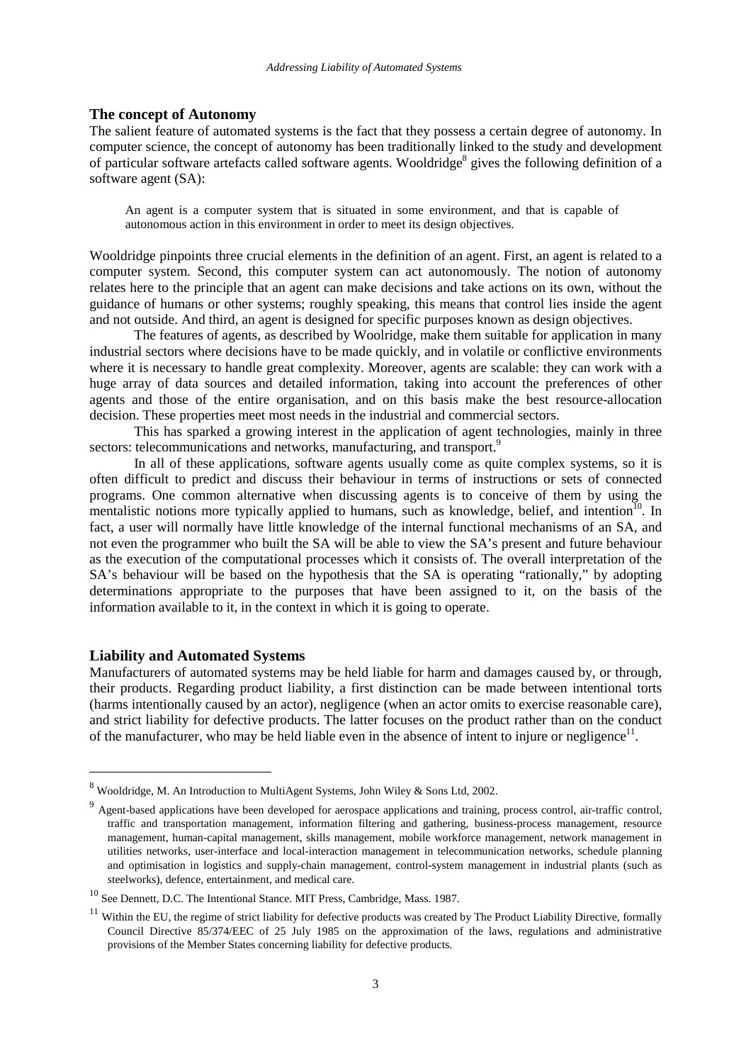## The concept of Autonomy

The salient feature of automated systems is the fact that they possess a certain degree of autonomy. In computer science, the concept of autonomy has been traditionally linked to the study and development of particular software artefacts called software agents. Wooldridge[8] gives the following definition of a software agent (SA):

> An agent is a computer system that is situated in some environment, and that is capable of autonomous action in this environment in order to meet its design objectives.

Wooldridge pinpoints three crucial elements in the definition of an agent. First, an agent is related to a computer system. Second, this computer system can act autonomously. The notion of autonomy relates here to the principle that an agent can make decisions and take actions on its own, without the guidance of humans or other systems; roughly speaking, this means that control lies inside the agent and not outside. And third, an agent is designed for specific purposes known as design objectives.

The features of agents, as described by Woolridge, make them suitable for application in many industrial sectors where decisions have to be made quickly, and in volatile or conflictive environments where it is necessary to handle great complexity. Moreover, agents are scalable: they can work with a huge array of data sources and detailed information, taking into account the preferences of other agents and those of the entire organisation, and on this basis make the best resource-allocation decision. These properties meet most needs in the industrial and commercial sectors.

This has sparked a growing interest in the application of agent technologies, mainly in three sectors: telecommunications and networks, manufacturing, and transport.[9]

In all of these applications, software agents usually come as quite complex systems, so it is often difficult to predict and discuss their behaviour in terms of instructions or sets of connected programs. One common alternative when discussing agents is to conceive of them by using the mentalistic notions more typically applied to humans, such as knowledge, belief, and intention[10]. In fact, a user will normally have little knowledge of the internal functional mechanisms of an SA, and not even the programmer who built the SA will be able to view the SA's present and future behaviour as the execution of the computational processes which it consists of. The overall interpretation of the SA's behaviour will be based on the hypothesis that the SA is operating "rationally," by adopting determinations appropriate to the purposes that have been assigned to it, on the basis of the information available to it, in the context in which it is going to operate.

## Liability and Automated Systems

Manufacturers of automated systems may be held liable for harm and damages caused by, or through, their products. Regarding product liability, a first distinction can be made between intentional torts (harms intentionally caused by an actor), negligence (when an actor omits to exercise reasonable care), and strict liability for defective products. The latter focuses on the product rather than on the conduct of the manufacturer, who may be held liable even in the absence of intent to injure or negligence[11].

---

[8] Wooldridge, M. An Introduction to MultiAgent Systems, John Wiley & Sons Ltd, 2002.

[9] Agent-based applications have been developed for aerospace applications and training, process control, air-traffic control, traffic and transportation management, information filtering and gathering, business-process management, resource management, human-capital management, skills management, mobile workforce management, network management in utilities networks, user-interface and local-interaction management in telecommunication networks, schedule planning and optimisation in logistics and supply-chain management, control-system management in industrial plants (such as steelworks), defence, entertainment, and medical care.

[10] See Dennett, D.C. The Intentional Stance. MIT Press, Cambridge, Mass. 1987.

[11] Within the EU, the regime of strict liability for defective products was created by The Product Liability Directive, formally Council Directive 85/374/EEC of 25 July 1985 on the approximation of the laws, regulations and administrative provisions of the Member States concerning liability for defective products.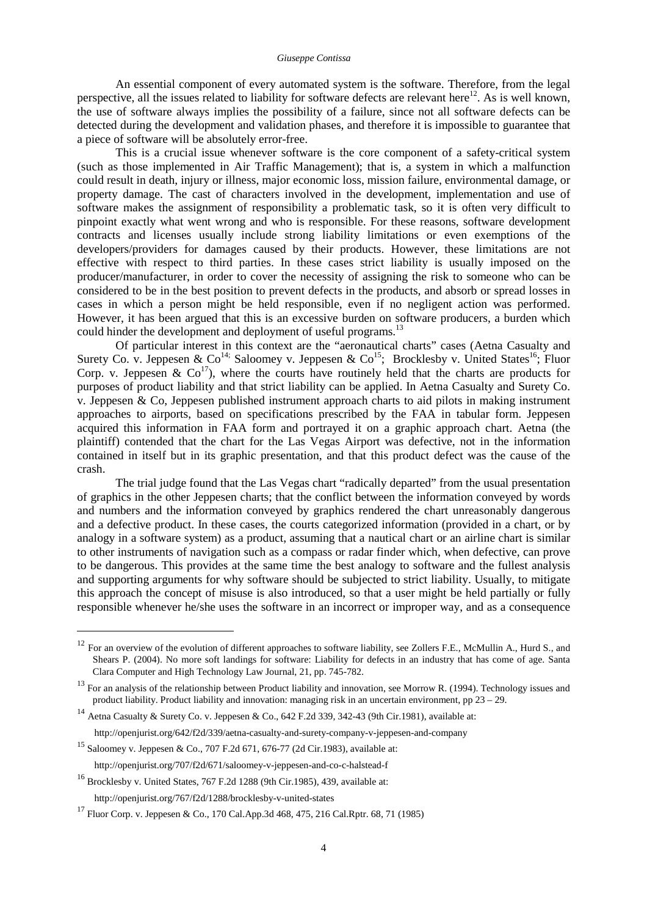An essential component of every automated system is the software. Therefore, from the legal perspective, all the issues related to liability for software defects are relevant here[12]. As is well known, the use of software always implies the possibility of a failure, since not all software defects can be detected during the development and validation phases, and therefore it is impossible to guarantee that a piece of software will be absolutely error-free.

This is a crucial issue whenever software is the core component of a safety-critical system (such as those implemented in Air Traffic Management); that is, a system in which a malfunction could result in death, injury or illness, major economic loss, mission failure, environmental damage, or property damage. The cast of characters involved in the development, implementation and use of software makes the assignment of responsibility a problematic task, so it is often very difficult to pinpoint exactly what went wrong and who is responsible. For these reasons, software development contracts and licenses usually include strong liability limitations or even exemptions of the developers/providers for damages caused by their products. However, these limitations are not effective with respect to third parties. In these cases strict liability is usually imposed on the producer/manufacturer, in order to cover the necessity of assigning the risk to someone who can be considered to be in the best position to prevent defects in the products, and absorb or spread losses in cases in which a person might be held responsible, even if no negligent action was performed. However, it has been argued that this is an excessive burden on software producers, a burden which could hinder the development and deployment of useful programs.[13]

Of particular interest in this context are the "aeronautical charts" cases (Aetna Casualty and Surety Co. v. Jeppesen & Co[14;] Saloomey v. Jeppesen & Co[15]; Brocklesby v. United States[16]; Fluor Corp. v. Jeppesen & Co[17]), where the courts have routinely held that the charts are products for purposes of product liability and that strict liability can be applied. In Aetna Casualty and Surety Co. v. Jeppesen & Co, Jeppesen published instrument approach charts to aid pilots in making instrument approaches to airports, based on specifications prescribed by the FAA in tabular form. Jeppesen acquired this information in FAA form and portrayed it on a graphic approach chart. Aetna (the plaintiff) contended that the chart for the Las Vegas Airport was defective, not in the information contained in itself but in its graphic presentation, and that this product defect was the cause of the crash.

The trial judge found that the Las Vegas chart "radically departed" from the usual presentation of graphics in the other Jeppesen charts; that the conflict between the information conveyed by words and numbers and the information conveyed by graphics rendered the chart unreasonably dangerous and a defective product. In these cases, the courts categorized information (provided in a chart, or by analogy in a software system) as a product, assuming that a nautical chart or an airline chart is similar to other instruments of navigation such as a compass or radar finder which, when defective, can prove to be dangerous. This provides at the same time the best analogy to software and the fullest analysis and supporting arguments for why software should be subjected to strict liability. Usually, to mitigate this approach the concept of misuse is also introduced, so that a user might be held partially or fully responsible whenever he/she uses the software in an incorrect or improper way, and as a consequence

---

[12] For an overview of the evolution of different approaches to software liability, see Zollers F.E., McMullin A., Hurd S., and Shears P. (2004). No more soft landings for software: Liability for defects in an industry that has come of age. Santa Clara Computer and High Technology Law Journal, 21, pp. 745-782.

[13] For an analysis of the relationship between Product liability and innovation, see Morrow R. (1994). Technology issues and product liability. Product liability and innovation: managing risk in an uncertain environment, pp 23 – 29.

[14] Aetna Casualty & Surety Co. v. Jeppesen & Co., 642 F.2d 339, 342-43 (9th Cir.1981), available at: http://openjurist.org/642/f2d/339/aetna-casualty-and-surety-company-v-jeppesen-and-company

[15] Saloomey v. Jeppesen & Co., 707 F.2d 671, 676-77 (2d Cir.1983), available at: http://openjurist.org/707/f2d/671/saloomey-v-jeppesen-and-co-c-halstead-f

[16] Brocklesby v. United States, 767 F.2d 1288 (9th Cir.1985), 439, available at: http://openjurist.org/767/f2d/1288/brocklesby-v-united-states

[17] Fluor Corp. v. Jeppesen & Co., 170 Cal.App.3d 468, 475, 216 Cal.Rptr. 68, 71 (1985)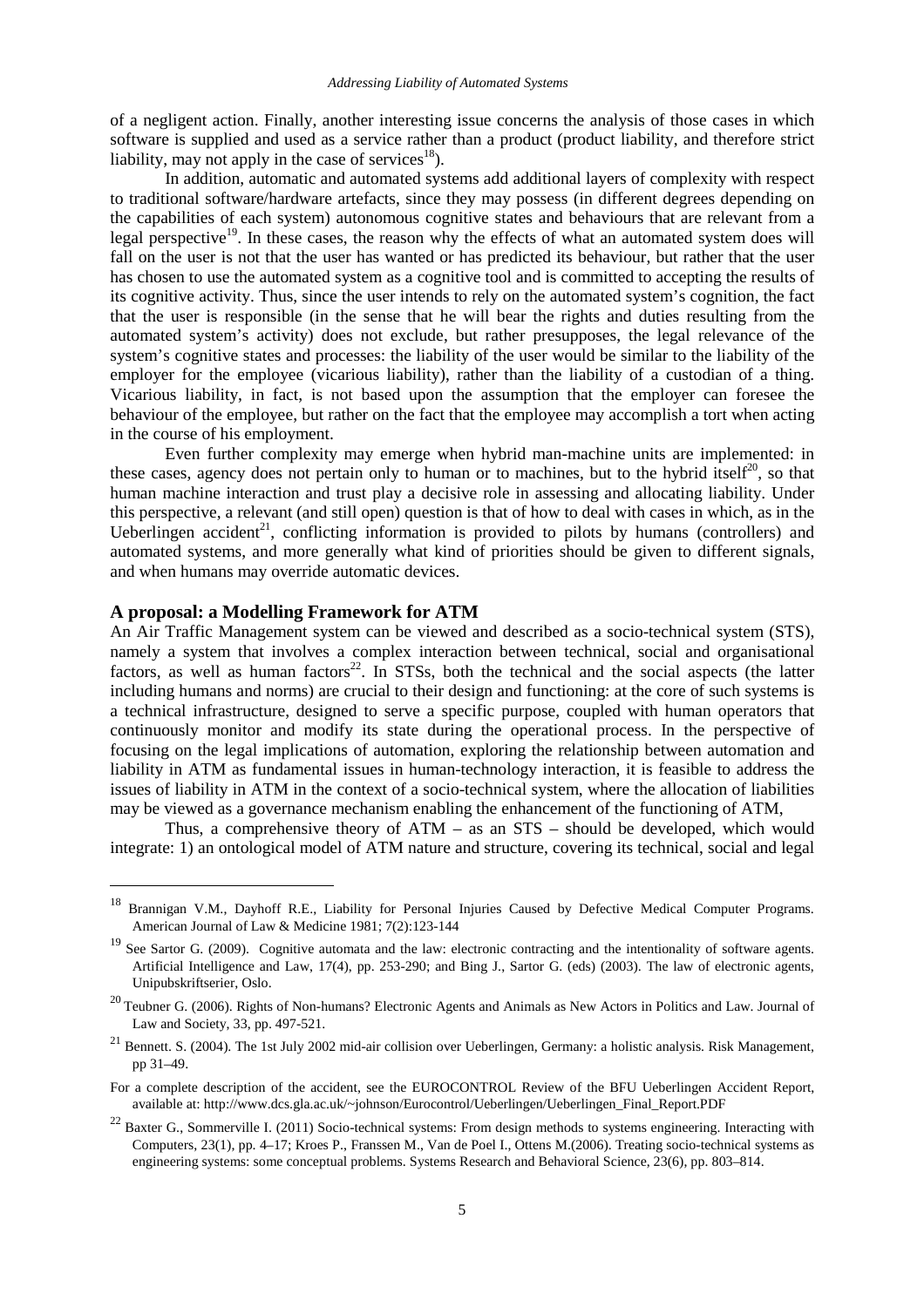of a negligent action. Finally, another interesting issue concerns the analysis of those cases in which software is supplied and used as a service rather than a product (product liability, and therefore strict liability, may not apply in the case of services[18]).

In addition, automatic and automated systems add additional layers of complexity with respect to traditional software/hardware artefacts, since they may possess (in different degrees depending on the capabilities of each system) autonomous cognitive states and behaviours that are relevant from a legal perspective[19]. In these cases, the reason why the effects of what an automated system does will fall on the user is not that the user has wanted or has predicted its behaviour, but rather that the user has chosen to use the automated system as a cognitive tool and is committed to accepting the results of its cognitive activity. Thus, since the user intends to rely on the automated system's cognition, the fact that the user is responsible (in the sense that he will bear the rights and duties resulting from the automated system's activity) does not exclude, but rather presupposes, the legal relevance of the system's cognitive states and processes: the liability of the user would be similar to the liability of the employer for the employee (vicarious liability), rather than the liability of a custodian of a thing. Vicarious liability, in fact, is not based upon the assumption that the employer can foresee the behaviour of the employee, but rather on the fact that the employee may accomplish a tort when acting in the course of his employment.

Even further complexity may emerge when hybrid man-machine units are implemented: in these cases, agency does not pertain only to human or to machines, but to the hybrid itself[20], so that human machine interaction and trust play a decisive role in assessing and allocating liability. Under this perspective, a relevant (and still open) question is that of how to deal with cases in which, as in the Ueberlingen accident[21], conflicting information is provided to pilots by humans (controllers) and automated systems, and more generally what kind of priorities should be given to different signals, and when humans may override automatic devices.

## A proposal: a Modelling Framework for ATM

An Air Traffic Management system can be viewed and described as a socio-technical system (STS), namely a system that involves a complex interaction between technical, social and organisational factors, as well as human factors[22]. In STSs, both the technical and the social aspects (the latter including humans and norms) are crucial to their design and functioning: at the core of such systems is a technical infrastructure, designed to serve a specific purpose, coupled with human operators that continuously monitor and modify its state during the operational process. In the perspective of focusing on the legal implications of automation, exploring the relationship between automation and liability in ATM as fundamental issues in human-technology interaction, it is feasible to address the issues of liability in ATM in the context of a socio-technical system, where the allocation of liabilities may be viewed as a governance mechanism enabling the enhancement of the functioning of ATM,

Thus, a comprehensive theory of ATM – as an STS – should be developed, which would integrate: 1) an ontological model of ATM nature and structure, covering its technical, social and legal

---

[18] Brannigan V.M., Dayhoff R.E., Liability for Personal Injuries Caused by Defective Medical Computer Programs. American Journal of Law & Medicine 1981; 7(2):123-144

[19] See Sartor G. (2009). Cognitive automata and the law: electronic contracting and the intentionality of software agents. Artificial Intelligence and Law, 17(4), pp. 253-290; and Bing J., Sartor G. (eds) (2003). The law of electronic agents, Unipubskriftserier, Oslo.

[20] Teubner G. (2006). Rights of Non-humans? Electronic Agents and Animals as New Actors in Politics and Law. Journal of Law and Society, 33, pp. 497-521.

[21] Bennett. S. (2004). The 1st July 2002 mid-air collision over Ueberlingen, Germany: a holistic analysis. Risk Management, pp 31–49.

For a complete description of the accident, see the EUROCONTROL Review of the BFU Ueberlingen Accident Report, available at: http://www.dcs.gla.ac.uk/~johnson/Eurocontrol/Ueberlingen/Ueberlingen_Final_Report.PDF

[22] Baxter G., Sommerville I. (2011) Socio-technical systems: From design methods to systems engineering. Interacting with Computers, 23(1), pp. 4–17; Kroes P., Franssen M., Van de Poel I., Ottens M.(2006). Treating socio-technical systems as engineering systems: some conceptual problems. Systems Research and Behavioral Science, 23(6), pp. 803–814.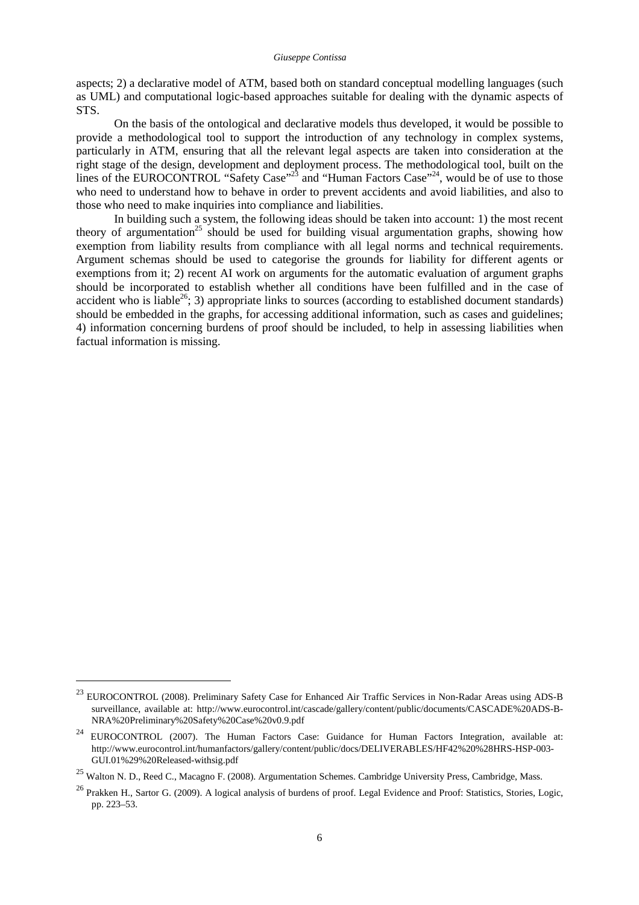aspects; 2) a declarative model of ATM, based both on standard conceptual modelling languages (such as UML) and computational logic-based approaches suitable for dealing with the dynamic aspects of STS.

On the basis of the ontological and declarative models thus developed, it would be possible to provide a methodological tool to support the introduction of any technology in complex systems, particularly in ATM, ensuring that all the relevant legal aspects are taken into consideration at the right stage of the design, development and deployment process. The methodological tool, built on the lines of the EUROCONTROL "Safety Case"[23] and "Human Factors Case"[24], would be of use to those who need to understand how to behave in order to prevent accidents and avoid liabilities, and also to those who need to make inquiries into compliance and liabilities.

In building such a system, the following ideas should be taken into account: 1) the most recent theory of argumentation[25] should be used for building visual argumentation graphs, showing how exemption from liability results from compliance with all legal norms and technical requirements. Argument schemas should be used to categorise the grounds for liability for different agents or exemptions from it; 2) recent AI work on arguments for the automatic evaluation of argument graphs should be incorporated to establish whether all conditions have been fulfilled and in the case of accident who is liable[26]; 3) appropriate links to sources (according to established document standards) should be embedded in the graphs, for accessing additional information, such as cases and guidelines; 4) information concerning burdens of proof should be included, to help in assessing liabilities when factual information is missing.

---

[23] EUROCONTROL (2008). Preliminary Safety Case for Enhanced Air Traffic Services in Non-Radar Areas using ADS-B surveillance, available at: http://www.eurocontrol.int/cascade/gallery/content/public/documents/CASCADE%20ADS-B-NRA%20Preliminary%20Safety%20Case%20v0.9.pdf

[24] EUROCONTROL (2007). The Human Factors Case: Guidance for Human Factors Integration, available at: http://www.eurocontrol.int/humanfactors/gallery/content/public/docs/DELIVERABLES/HF42%20%28HRS-HSP-003-GUI.01%29%20Released-withsig.pdf

[25] Walton N. D., Reed C., Macagno F. (2008). Argumentation Schemes. Cambridge University Press, Cambridge, Mass.

[26] Prakken H., Sartor G. (2009). A logical analysis of burdens of proof. Legal Evidence and Proof: Statistics, Stories, Logic, pp. 223–53.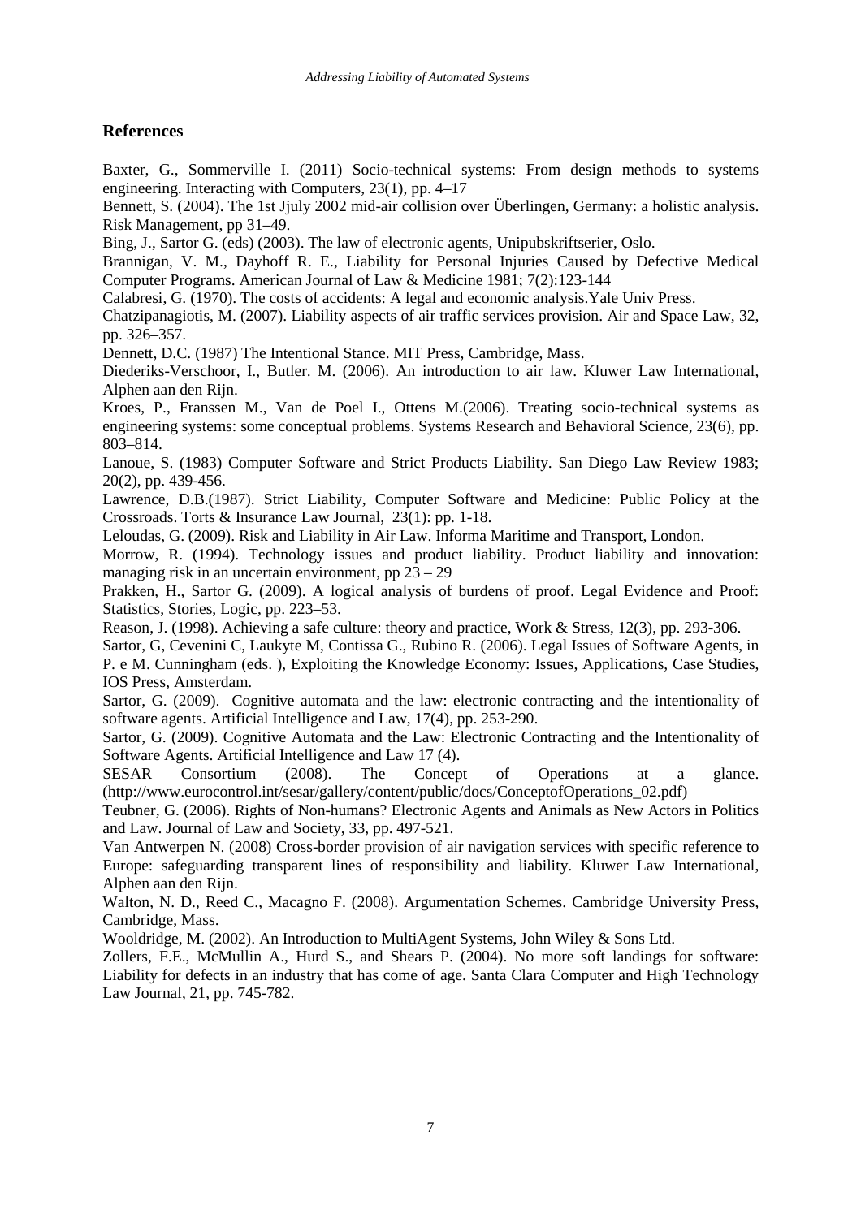## References

Baxter, G., Sommerville I. (2011) Socio-technical systems: From design methods to systems engineering. Interacting with Computers, 23(1), pp. 4–17

Bennett, S. (2004). The 1st Jjuly 2002 mid-air collision over Überlingen, Germany: a holistic analysis. Risk Management, pp 31–49.

Bing, J., Sartor G. (eds) (2003). The law of electronic agents, Unipubskriftserier, Oslo.

Brannigan, V. M., Dayhoff R. E., Liability for Personal Injuries Caused by Defective Medical Computer Programs. American Journal of Law & Medicine 1981; 7(2):123-144

Calabresi, G. (1970). The costs of accidents: A legal and economic analysis.Yale Univ Press.

Chatzipanagiotis, M. (2007). Liability aspects of air traffic services provision. Air and Space Law, 32, pp. 326–357.

Dennett, D.C. (1987) The Intentional Stance. MIT Press, Cambridge, Mass.

Diederiks-Verschoor, I., Butler. M. (2006). An introduction to air law. Kluwer Law International, Alphen aan den Rijn.

Kroes, P., Franssen M., Van de Poel I., Ottens M.(2006). Treating socio-technical systems as engineering systems: some conceptual problems. Systems Research and Behavioral Science, 23(6), pp. 803–814.

Lanoue, S. (1983) Computer Software and Strict Products Liability. San Diego Law Review 1983; 20(2), pp. 439-456.

Lawrence, D.B.(1987). Strict Liability, Computer Software and Medicine: Public Policy at the Crossroads. Torts & Insurance Law Journal, 23(1): pp. 1-18.

Leloudas, G. (2009). Risk and Liability in Air Law. Informa Maritime and Transport, London.

Morrow, R. (1994). Technology issues and product liability. Product liability and innovation: managing risk in an uncertain environment, pp 23 – 29

Prakken, H., Sartor G. (2009). A logical analysis of burdens of proof. Legal Evidence and Proof: Statistics, Stories, Logic, pp. 223–53.

Reason, J. (1998). Achieving a safe culture: theory and practice, Work & Stress, 12(3), pp. 293-306.

Sartor, G, Cevenini C, Laukyte M, Contissa G., Rubino R. (2006). Legal Issues of Software Agents, in P. e M. Cunningham (eds. ), Exploiting the Knowledge Economy: Issues, Applications, Case Studies, IOS Press, Amsterdam.

Sartor, G. (2009). Cognitive automata and the law: electronic contracting and the intentionality of software agents. Artificial Intelligence and Law, 17(4), pp. 253-290.

Sartor, G. (2009). Cognitive Automata and the Law: Electronic Contracting and the Intentionality of Software Agents. Artificial Intelligence and Law 17 (4).

SESAR Consortium (2008). The Concept of Operations at a glance. (http://www.eurocontrol.int/sesar/gallery/content/public/docs/ConceptofOperations_02.pdf)

Teubner, G. (2006). Rights of Non-humans? Electronic Agents and Animals as New Actors in Politics and Law. Journal of Law and Society, 33, pp. 497-521.

Van Antwerpen N. (2008) Cross-border provision of air navigation services with specific reference to Europe: safeguarding transparent lines of responsibility and liability. Kluwer Law International, Alphen aan den Rijn.

Walton, N. D., Reed C., Macagno F. (2008). Argumentation Schemes. Cambridge University Press, Cambridge, Mass.

Wooldridge, M. (2002). An Introduction to MultiAgent Systems, John Wiley & Sons Ltd.

Zollers, F.E., McMullin A., Hurd S., and Shears P. (2004). No more soft landings for software: Liability for defects in an industry that has come of age. Santa Clara Computer and High Technology Law Journal, 21, pp. 745-782.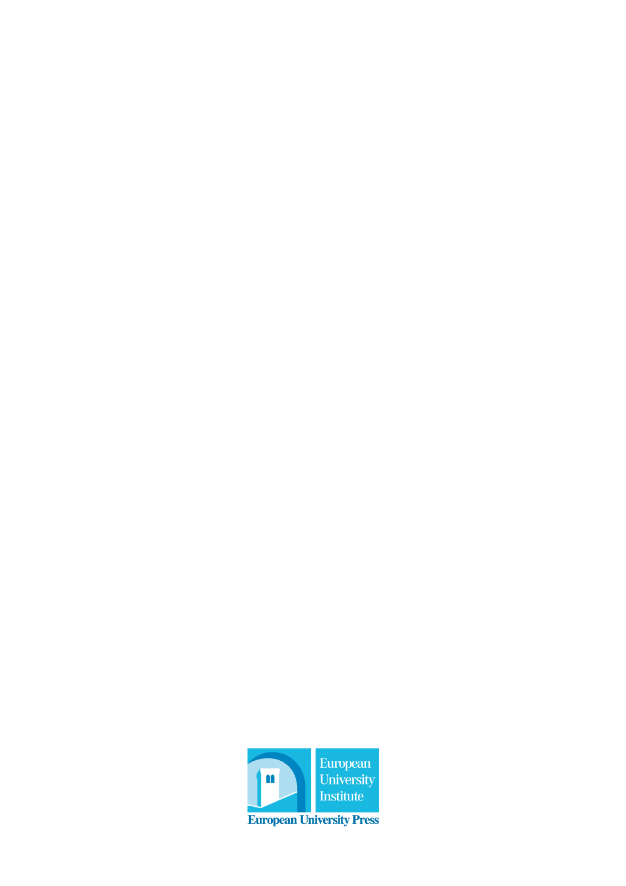European University Institute

European University Press